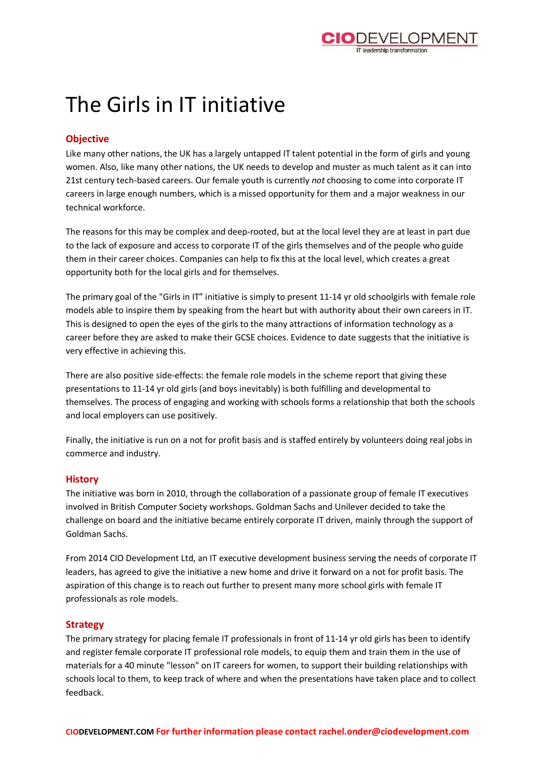# The Girls in IT initiative

## Objective

Like many other nations, the UK has a largely untapped IT talent potential in the form of girls and young women. Also, like many other nations, the UK needs to develop and muster as much talent as it can into 21st century tech-based careers. Our female youth is currently *not* choosing to come into corporate IT careers in large enough numbers, which is a missed opportunity for them and a major weakness in our technical workforce.

The reasons for this may be complex and deep-rooted, but at the local level they are at least in part due to the lack of exposure and access to corporate IT of the girls themselves and of the people who guide them in their career choices. Companies can help to fix this at the local level, which creates a great opportunity both for the local girls and for themselves.

The primary goal of the "Girls in IT" initiative is simply to present 11-14 yr old schoolgirls with female role models able to inspire them by speaking from the heart but with authority about their own careers in IT. This is designed to open the eyes of the girls to the many attractions of information technology as a career before they are asked to make their GCSE choices. Evidence to date suggests that the initiative is very effective in achieving this.

There are also positive side-effects: the female role models in the scheme report that giving these presentations to 11-14 yr old girls (and boys inevitably) is both fulfilling and developmental to themselves. The process of engaging and working with schools forms a relationship that both the schools and local employers can use positively.

Finally, the initiative is run on a not for profit basis and is staffed entirely by volunteers doing real jobs in commerce and industry.

## History

The initiative was born in 2010, through the collaboration of a passionate group of female IT executives involved in British Computer Society workshops. Goldman Sachs and Unilever decided to take the challenge on board and the initiative became entirely corporate IT driven, mainly through the support of Goldman Sachs.

From 2014 CIO Development Ltd, an IT executive development business serving the needs of corporate IT leaders, has agreed to give the initiative a new home and drive it forward on a not for profit basis. The aspiration of this change is to reach out further to present many more school girls with female IT professionals as role models.

## Strategy

The primary strategy for placing female IT professionals in front of 11-14 yr old girls has been to identify and register female corporate IT professional role models, to equip them and train them in the use of materials for a 40 minute "lesson" on IT careers for women, to support their building relationships with schools local to them, to keep track of where and when the presentations have taken place and to collect feedback.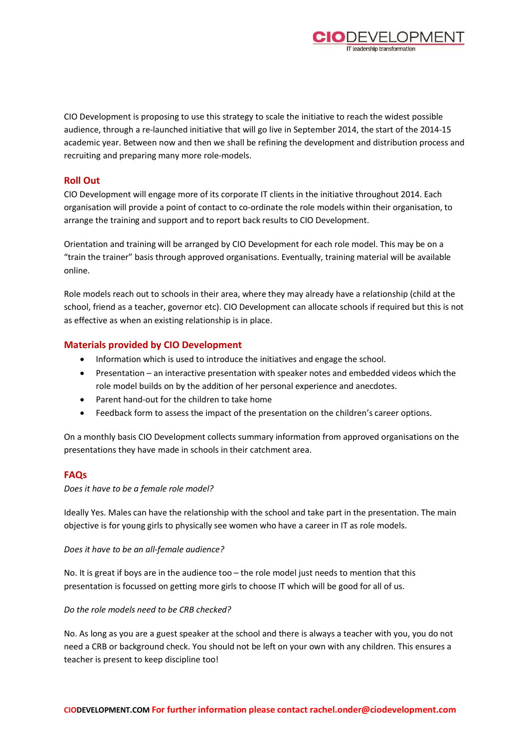CIO Development is proposing to use this strategy to scale the initiative to reach the widest possible audience, through a re-launched initiative that will go live in September 2014, the start of the 2014-15 academic year. Between now and then we shall be refining the development and distribution process and recruiting and preparing many more role-models.

## Roll Out

CIO Development will engage more of its corporate IT clients in the initiative throughout 2014. Each organisation will provide a point of contact to co-ordinate the role models within their organisation, to arrange the training and support and to report back results to CIO Development.

Orientation and training will be arranged by CIO Development for each role model. This may be on a "train the trainer" basis through approved organisations. Eventually, training material will be available online.

Role models reach out to schools in their area, where they may already have a relationship (child at the school, friend as a teacher, governor etc). CIO Development can allocate schools if required but this is not as effective as when an existing relationship is in place.

## Materials provided by CIO Development

- Information which is used to introduce the initiatives and engage the school.
- Presentation – an interactive presentation with speaker notes and embedded videos which the role model builds on by the addition of her personal experience and anecdotes.
- Parent hand-out for the children to take home
- Feedback form to assess the impact of the presentation on the children's career options.

On a monthly basis CIO Development collects summary information from approved organisations on the presentations they have made in schools in their catchment area.

## FAQs

*Does it have to be a female role model?*

Ideally Yes. Males can have the relationship with the school and take part in the presentation. The main objective is for young girls to physically see women who have a career in IT as role models.

*Does it have to be an all-female audience?*

No. It is great if boys are in the audience too – the role model just needs to mention that this presentation is focussed on getting more girls to choose IT which will be good for all of us.

*Do the role models need to be CRB checked?*

No. As long as you are a guest speaker at the school and there is always a teacher with you, you do not need a CRB or background check. You should not be left on your own with any children. This ensures a teacher is present to keep discipline too!

**CIODEVELOPMENT.COM For further information please contact rachel.onder@ciodevelopment.com**